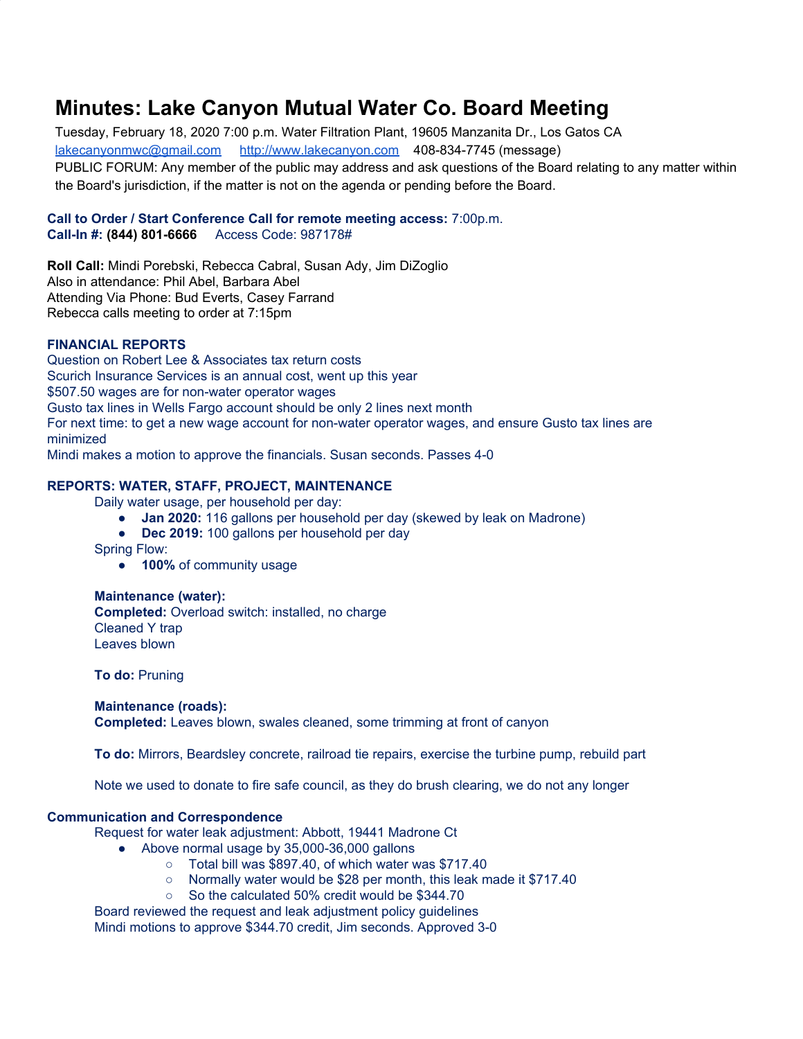# Minutes: Lake Canyon Mutual Water Co. Board Meeting

Tuesday, February 18, 2020 7:00 p.m. Water Filtration Plant, 19605 Manzanita Dr., Los Gatos CA
lakecanyonmwc@gmail.com http://www.lakecanyon.com 408-834-7745 (message)
PUBLIC FORUM: Any member of the public may address and ask questions of the Board relating to any matter within the Board's jurisdiction, if the matter is not on the agenda or pending before the Board.

**Call to Order / Start Conference Call for remote meeting access:** 7:00p.m.
**Call-In #: (844) 801-6666** Access Code: 987178#

**Roll Call:** Mindi Porebski, Rebecca Cabral, Susan Ady, Jim DiZoglio
Also in attendance: Phil Abel, Barbara Abel
Attending Via Phone: Bud Everts, Casey Farrand
Rebecca calls meeting to order at 7:15pm

## FINANCIAL REPORTS

Question on Robert Lee & Associates tax return costs
Scurich Insurance Services is an annual cost, went up this year
$507.50 wages are for non-water operator wages
Gusto tax lines in Wells Fargo account should be only 2 lines next month
For next time: to get a new wage account for non-water operator wages, and ensure Gusto tax lines are minimized
Mindi makes a motion to approve the financials. Susan seconds. Passes 4-0

## REPORTS: WATER, STAFF, PROJECT, MAINTENANCE

Daily water usage, per household per day:

- **Jan 2020:** 116 gallons per household per day (skewed by leak on Madrone)
- **Dec 2019:** 100 gallons per household per day

Spring Flow:

- **100%** of community usage

**Maintenance (water):**
**Completed:** Overload switch: installed, no charge
Cleaned Y trap
Leaves blown

**To do:** Pruning

**Maintenance (roads):**
**Completed:** Leaves blown, swales cleaned, some trimming at front of canyon

**To do:** Mirrors, Beardsley concrete, railroad tie repairs, exercise the turbine pump, rebuild part

Note we used to donate to fire safe council, as they do brush clearing, we do not any longer

## Communication and Correspondence

Request for water leak adjustment: Abbott, 19441 Madrone Ct

- Above normal usage by 35,000-36,000 gallons
  - Total bill was $897.40, of which water was $717.40
  - Normally water would be $28 per month, this leak made it $717.40
  - So the calculated 50% credit would be $344.70

Board reviewed the request and leak adjustment policy guidelines
Mindi motions to approve $344.70 credit, Jim seconds. Approved 3-0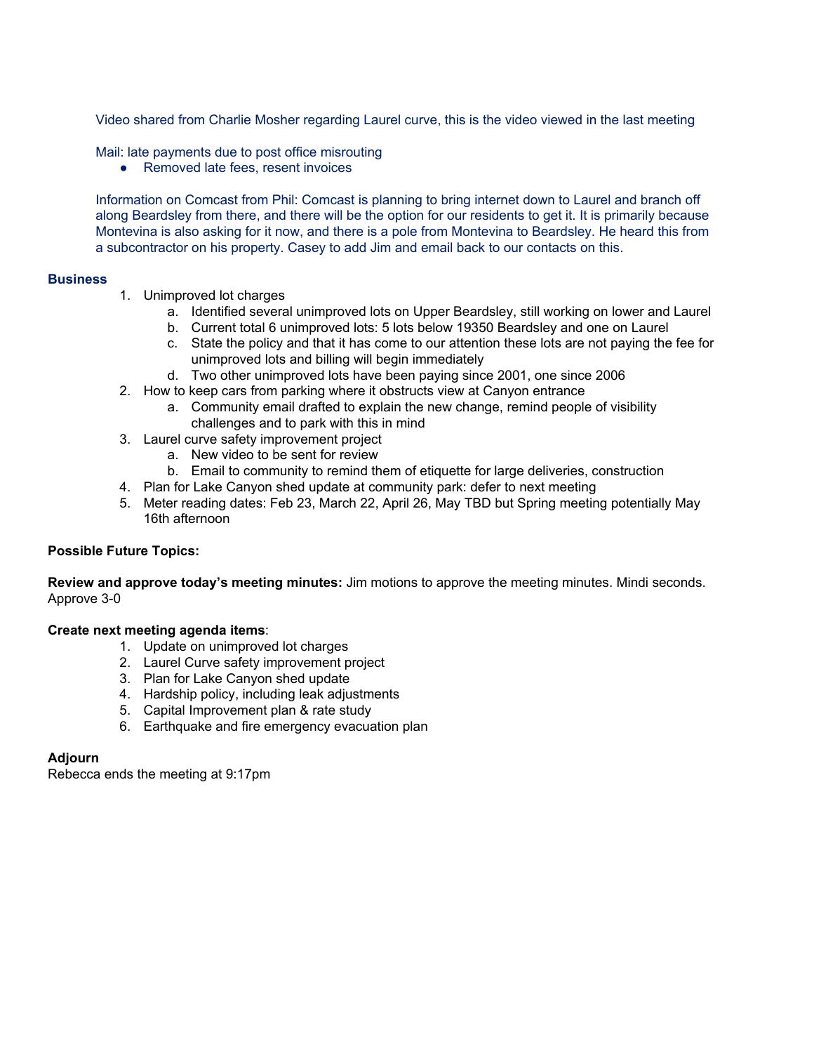Video shared from Charlie Mosher regarding Laurel curve, this is the video viewed in the last meeting

Mail: late payments due to post office misrouting

- Removed late fees, resent invoices

Information on Comcast from Phil: Comcast is planning to bring internet down to Laurel and branch off along Beardsley from there, and there will be the option for our residents to get it. It is primarily because Montevina is also asking for it now, and there is a pole from Montevina to Beardsley. He heard this from a subcontractor on his property. Casey to add Jim and email back to our contacts on this.

**Business**

1. Unimproved lot charges
   a. Identified several unimproved lots on Upper Beardsley, still working on lower and Laurel
   b. Current total 6 unimproved lots: 5 lots below 19350 Beardsley and one on Laurel
   c. State the policy and that it has come to our attention these lots are not paying the fee for unimproved lots and billing will begin immediately
   d. Two other unimproved lots have been paying since 2001, one since 2006
2. How to keep cars from parking where it obstructs view at Canyon entrance
   a. Community email drafted to explain the new change, remind people of visibility challenges and to park with this in mind
3. Laurel curve safety improvement project
   a. New video to be sent for review
   b. Email to community to remind them of etiquette for large deliveries, construction
4. Plan for Lake Canyon shed update at community park: defer to next meeting
5. Meter reading dates: Feb 23, March 22, April 26, May TBD but Spring meeting potentially May 16th afternoon

**Possible Future Topics:**

**Review and approve today's meeting minutes:** Jim motions to approve the meeting minutes. Mindi seconds. Approve 3-0

**Create next meeting agenda items**:

1. Update on unimproved lot charges
2. Laurel Curve safety improvement project
3. Plan for Lake Canyon shed update
4. Hardship policy, including leak adjustments
5. Capital Improvement plan & rate study
6. Earthquake and fire emergency evacuation plan

**Adjourn**

Rebecca ends the meeting at 9:17pm